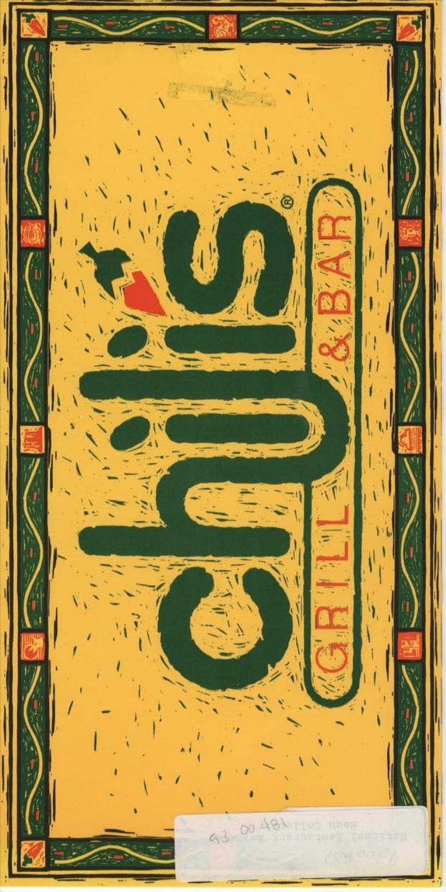# chili's®

## GRILL & BAR

93 00481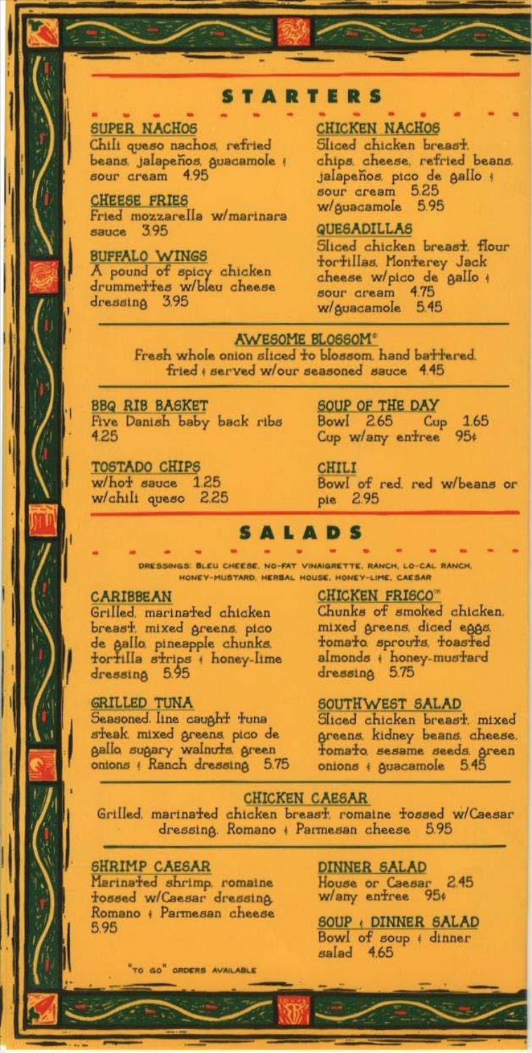# STARTERS

### SUPER NACHOS
Chili queso nachos, refried beans, jalapeños, guacamole & sour cream 4.95

### CHEESE FRIES
Fried mozzarella w/marinara sauce 3.95

### BUFFALO WINGS
A pound of spicy chicken drummettes w/bleu cheese dressing 3.95

### CHICKEN NACHOS
Sliced chicken breast, chips, cheese, refried beans, jalapeños, pico de gallo & sour cream 5.25
w/guacamole 5.95

### QUESADILLAS
Sliced chicken breast, flour tortillas, Monterey Jack cheese w/pico de gallo & sour cream 4.75
w/guacamole 5.45

### AWESOME BLOSSOM®
Fresh whole onion sliced to blossom, hand battered, fried & served w/our seasoned sauce 4.45

### BBQ RIB BASKET
Five Danish baby back ribs 4.25

### TOSTADO CHIPS
w/hot sauce 1.25
w/chili queso 2.25

### SOUP OF THE DAY
Bowl 2.65 Cup 1.65
Cup w/any entree 95¢

### CHILI
Bowl of red, red w/beans or pie 2.95

# SALADS

DRESSINGS: BLEU CHEESE, NO-FAT VINAIGRETTE, RANCH, LO-CAL RANCH, HONEY-MUSTARD, HERBAL HOUSE, HONEY-LIME, CAESAR

### CARIBBEAN
Grilled, marinated chicken breast, mixed greens, pico de gallo, pineapple chunks, tortilla strips & honey-lime dressing 5.95

### GRILLED TUNA
Seasoned, line caught tuna steak, mixed greens, pico de gallo, sugary walnuts, green onions & Ranch dressing 5.75

### CHICKEN FRISCO™
Chunks of smoked chicken, mixed greens, diced eggs, tomato, sprouts, toasted almonds & honey-mustard dressing 5.75

### SOUTHWEST SALAD
Sliced chicken breast, mixed greens, kidney beans, cheese, tomato, sesame seeds, green onions & guacamole 5.45

### CHICKEN CAESAR
Grilled, marinated chicken breast, romaine tossed w/Caesar dressing, Romano & Parmesan cheese 5.95

### SHRIMP CAESAR
Marinated shrimp, romaine tossed w/Caesar dressing, Romano & Parmesan cheese 5.95

### DINNER SALAD
House or Caesar 2.45
w/any entree 95¢

### SOUP & DINNER SALAD
Bowl of soup & dinner salad 4.65

"TO GO" ORDERS AVAILABLE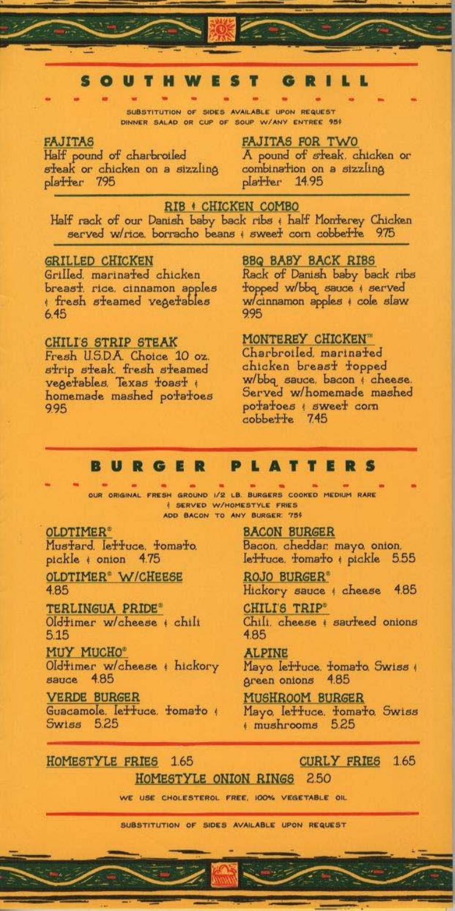# SOUTHWEST GRILL

SUBSTITUTION OF SIDES AVAILABLE UPON REQUEST
DINNER SALAD OR CUP OF SOUP W/ANY ENTREE 95¢

**FAJITAS**
Half pound of charbroiled steak or chicken on a sizzling platter 7.95

**FAJITAS FOR TWO**
A pound of steak, chicken or combination on a sizzling platter 14.95

**RIB & CHICKEN COMBO**
Half rack of our Danish baby back ribs & half Monterey Chicken served w/rice, borracho beans & sweet corn cobbette 9.75

**GRILLED CHICKEN**
Grilled, marinated chicken breast, rice, cinnamon apples & fresh steamed vegetables 6.45

**CHILI'S STRIP STEAK**
Fresh U.S.D.A. Choice 10 oz. strip steak, fresh steamed vegetables, Texas toast & homemade mashed potatoes 9.95

**BBQ BABY BACK RIBS**
Rack of Danish baby back ribs topped w/bbq sauce & served w/cinnamon apples & cole slaw 9.95

**MONTEREY CHICKEN™**
Charbroiled, marinated chicken breast topped w/bbq sauce, bacon & cheese. Served w/homemade mashed potatoes & sweet corn cobbette 7.45

# BURGER PLATTERS

OUR ORIGINAL FRESH GROUND 1/2 LB. BURGERS COOKED MEDIUM RARE & SERVED W/HOMESTYLE FRIES
ADD BACON TO ANY BURGER: 75¢

**OLDTIMER®**
Mustard, lettuce, tomato, pickle & onion 4.75

**OLDTIMER® W/CHEESE**
4.85

**TERLINGUA PRIDE®**
Oldtimer w/cheese & chili 5.15

**MUY MUCHO®**
Oldtimer w/cheese & hickory sauce 4.85

**VERDE BURGER**
Guacamole, lettuce, tomato & Swiss 5.25

**BACON BURGER**
Bacon, cheddar, mayo, onion, lettuce, tomato & pickle 5.55

**ROJO BURGER®**
Hickory sauce & cheese 4.85

**CHILI'S TRIP®**
Chili, cheese & sauteed onions 4.85

**ALPINE**
Mayo, lettuce, tomato, Swiss & green onions 4.85

**MUSHROOM BURGER**
Mayo, lettuce, tomato, Swiss & mushrooms 5.25

**HOMESTYLE FRIES** 1.65

**CURLY FRIES** 1.65

**HOMESTYLE ONION RINGS** 2.50

WE USE CHOLESTEROL FREE, 100% VEGETABLE OIL

SUBSTITUTION OF SIDES AVAILABLE UPON REQUEST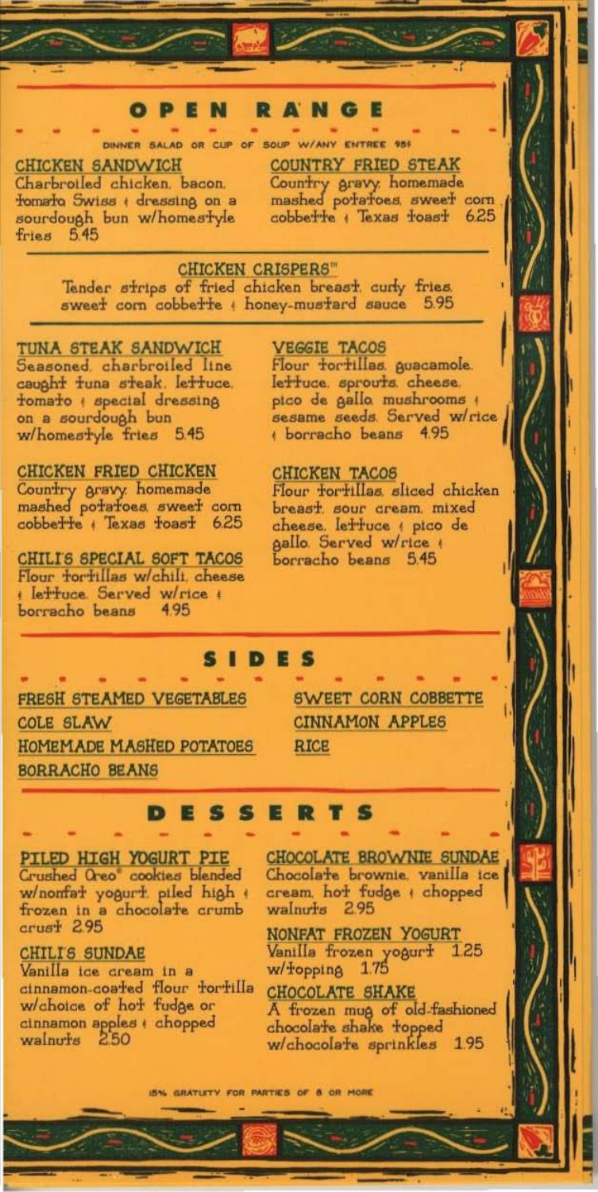# OPEN RANGE

DINNER SALAD OR CUP OF SOUP W/ANY ENTREE 95¢

### CHICKEN SANDWICH
Charbroiled chicken, bacon, tomato Swiss & dressing on a sourdough bun w/homestyle fries 5.45

### COUNTRY FRIED STEAK
Country gravy, homemade mashed potatoes, sweet corn cobbette & Texas toast 6.25

### CHICKEN CRISPERS™
Tender strips of fried chicken breast, curly fries, sweet corn cobbette & honey-mustard sauce 5.95

### TUNA STEAK SANDWICH
Seasoned, charbroiled line caught tuna steak, lettuce, tomato & special dressing on a sourdough bun w/homestyle fries 5.45

### CHICKEN FRIED CHICKEN
Country gravy, homemade mashed potatoes, sweet corn cobbette & Texas toast 6.25

### CHILI'S SPECIAL SOFT TACOS
Flour tortillas w/chili, cheese & lettuce. Served w/rice & borracho beans 4.95

### VEGGIE TACOS
Flour tortillas, guacamole, lettuce, sprouts, cheese, pico de gallo, mushrooms & sesame seeds. Served w/rice & borracho beans 4.95

### CHICKEN TACOS
Flour tortillas, sliced chicken breast, sour cream, mixed cheese, lettuce & pico de gallo. Served w/rice & borracho beans 5.45

# SIDES

- FRESH STEAMED VEGETABLES
- COLE SLAW
- HOMEMADE MASHED POTATOES
- BORRACHO BEANS
- SWEET CORN COBBETTE
- CINNAMON APPLES
- RICE

# DESSERTS

### PILED HIGH YOGURT PIE
Crushed Oreo® cookies blended w/nonfat yogurt, piled high & frozen in a chocolate crumb crust 2.95

### CHILI'S SUNDAE
Vanilla ice cream in a cinnamon-coated flour tortilla w/choice of hot fudge or cinnamon apples & chopped walnuts 2.50

### CHOCOLATE BROWNIE SUNDAE
Chocolate brownie, vanilla ice cream, hot fudge & chopped walnuts 2.95

### NONFAT FROZEN YOGURT
Vanilla frozen yogurt 1.25
w/topping 1.75

### CHOCOLATE SHAKE
A frozen mug of old-fashioned chocolate shake topped w/chocolate sprinkles 1.95

15% GRATUITY FOR PARTIES OF 8 OR MORE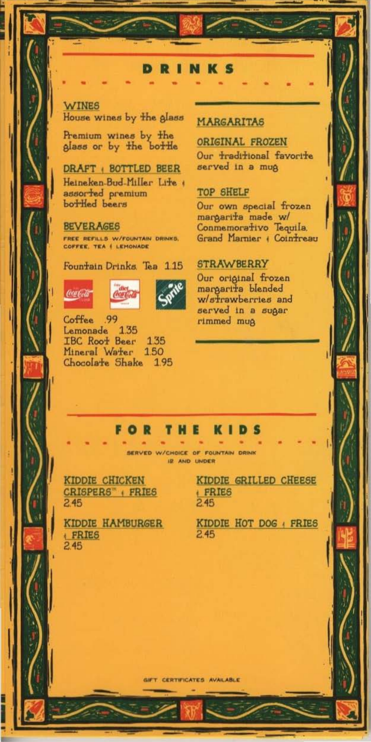# DRINKS

## WINES

House wines by the glass

Premium wines by the glass or by the bottle

## DRAFT & BOTTLED BEER

Heineken-Bud-Miller Lite & assorted premium bottled beers

## BEVERAGES

FREE REFILLS W/FOUNTAIN DRINKS, COFFEE, TEA & LEMONADE

Fountain Drinks, Tea 1.15

Coffee .99
Lemonade 1.35
IBC Root Beer 1.35
Mineral Water 1.50
Chocolate Shake 1.95

## MARGARITAS

### ORIGINAL FROZEN

Our traditional favorite served in a mug

### TOP SHELF

Our own special frozen margarita made w/ Conmemorativo Tequila, Grand Marnier & Cointreau

### STRAWBERRY

Our original frozen margarita blended w/strawberries and served in a sugar rimmed mug

# FOR THE KIDS

SERVED W/CHOICE OF FOUNTAIN DRINK
12 AND UNDER

### KIDDIE CHICKEN CRISPERS™ & FRIES

2.45

### KIDDIE HAMBURGER & FRIES

2.45

### KIDDIE GRILLED CHEESE & FRIES

2.45

### KIDDIE HOT DOG & FRIES

2.45

GIFT CERTIFICATES AVAILABLE